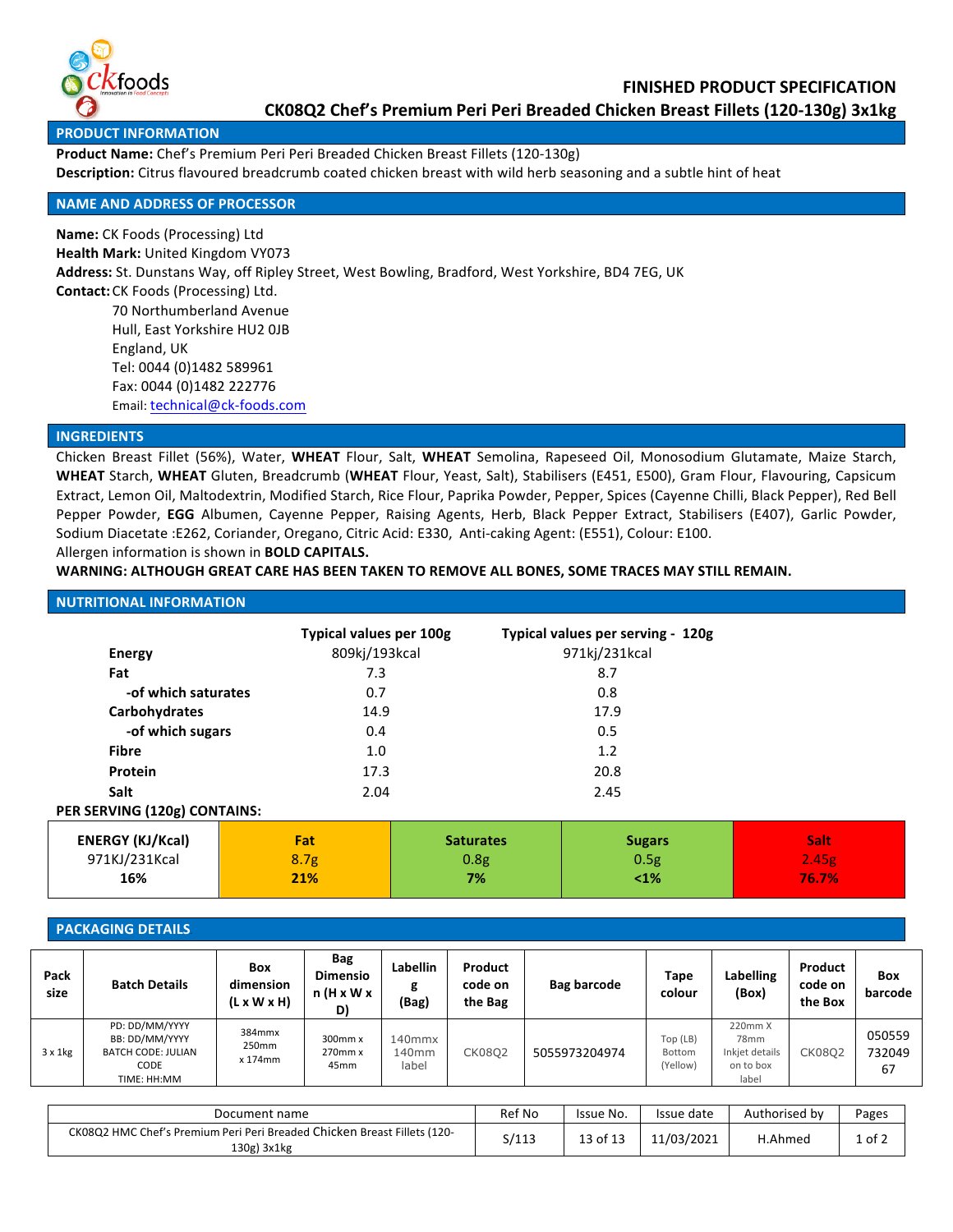# FINISHED PRODUCT SPECIFICATION

## CK08Q2 Chef's Premium Peri Peri Breaded Chicken Breast Fillets (120-130g) 3x1kg

## PRODUCT INFORMATION

**Product Name:** Chef's Premium Peri Peri Breaded Chicken Breast Fillets (120-130g)

**Description:** Citrus flavoured breadcrumb coated chicken breast with wild herb seasoning and a subtle hint of heat

## NAME AND ADDRESS OF PROCESSOR

**Name:** CK Foods (Processing) Ltd

**Health Mark:** United Kingdom VY073

**Address:** St. Dunstans Way, off Ripley Street, West Bowling, Bradford, West Yorkshire, BD4 7EG, UK

**Contact:** CK Foods (Processing) Ltd.
70 Northumberland Avenue
Hull, East Yorkshire HU2 0JB
England, UK
Tel: 0044 (0)1482 589961
Fax: 0044 (0)1482 222776
Email: technical@ck-foods.com

## INGREDIENTS

Chicken Breast Fillet (56%), Water, **WHEAT** Flour, Salt, **WHEAT** Semolina, Rapeseed Oil, Monosodium Glutamate, Maize Starch, **WHEAT** Starch, **WHEAT** Gluten, Breadcrumb (**WHEAT** Flour, Yeast, Salt), Stabilisers (E451, E500), Gram Flour, Flavouring, Capsicum Extract, Lemon Oil, Maltodextrin, Modified Starch, Rice Flour, Paprika Powder, Pepper, Spices (Cayenne Chilli, Black Pepper), Red Bell Pepper Powder, **EGG** Albumen, Cayenne Pepper, Raising Agents, Herb, Black Pepper Extract, Stabilisers (E407), Garlic Powder, Sodium Diacetate :E262, Coriander, Oregano, Citric Acid: E330, Anti-caking Agent: (E551), Colour: E100.

Allergen information is shown in **BOLD CAPITALS.**

**WARNING: ALTHOUGH GREAT CARE HAS BEEN TAKEN TO REMOVE ALL BONES, SOME TRACES MAY STILL REMAIN.**

## NUTRITIONAL INFORMATION

| | Typical values per 100g | Typical values per serving - 120g |
|---|---|---|
| **Energy** | 809kj/193kcal | 971kj/231kcal |
| **Fat** | 7.3 | 8.7 |
| **-of which saturates** | 0.7 | 0.8 |
| **Carbohydrates** | 14.9 | 17.9 |
| **-of which sugars** | 0.4 | 0.5 |
| **Fibre** | 1.0 | 1.2 |
| **Protein** | 17.3 | 20.8 |
| **Salt** | 2.04 | 2.45 |

**PER SERVING (120g) CONTAINS:**

| ENERGY (KJ/Kcal) | Fat | Saturates | Sugars | Salt |
|---|---|---|---|---|
| 971KJ/231Kcal | 8.7g | 0.8g | 0.5g | 2.45g |
| **16%** | **21%** | **7%** | **<1%** | **76.7%** |

## PACKAGING DETAILS

| Pack size | Batch Details | Box dimension (L x W x H) | Bag Dimension (H x W x D) | Labelling (Bag) | Product code on the Bag | Bag barcode | Tape colour | Labelling (Box) | Product code on the Box | Box barcode |
|---|---|---|---|---|---|---|---|---|---|---|
| 3 x 1kg | PD: DD/MM/YYYY BB: DD/MM/YYYY BATCH CODE: JULIAN CODE TIME: HH:MM | 384mmx 250mm x 174mm | 300mm x 270mm x 45mm | 140mmx 140mm label | CK08Q2 | 5055973204974 | Top (LB) Bottom (Yellow) | 220mm X 78mm Inkjet details on to box label | CK08Q2 | 05055973204967 |

| Document name | Ref No | Issue No. | Issue date | Authorised by | Pages |
|---|---|---|---|---|---|
| CK08Q2 HMC Chef's Premium Peri Peri Breaded Chicken Breast Fillets (120-130g) 3x1kg | S/113 | 13 of 13 | 11/03/2021 | H.Ahmed | 1 of 2 |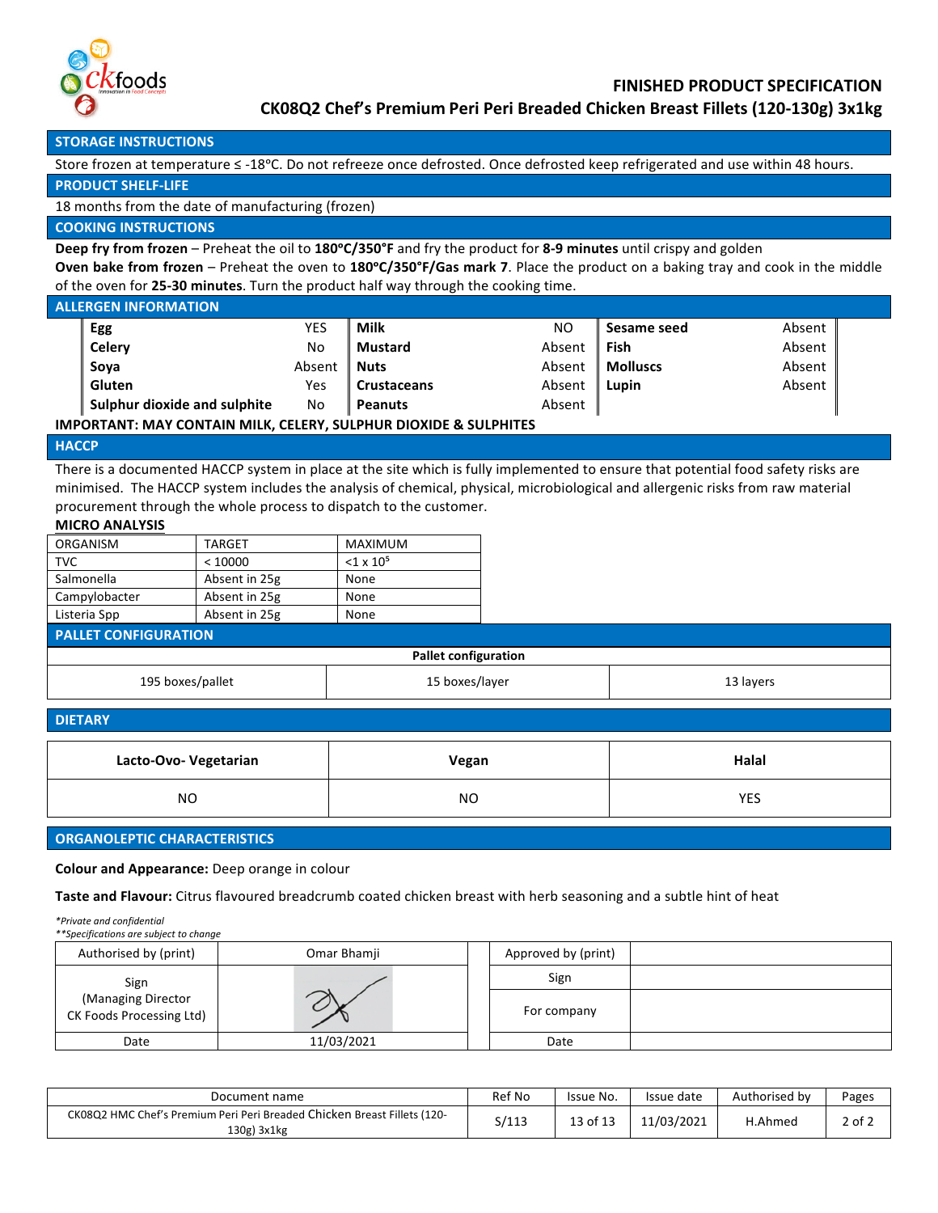# FINISHED PRODUCT SPECIFICATION

## CK08Q2 Chef's Premium Peri Peri Breaded Chicken Breast Fillets (120-130g) 3x1kg

## STORAGE INSTRUCTIONS

Store frozen at temperature ≤ -18ºC. Do not refreeze once defrosted. Once defrosted keep refrigerated and use within 48 hours.

## PRODUCT SHELF-LIFE

18 months from the date of manufacturing (frozen)

## COOKING INSTRUCTIONS

**Deep fry from frozen** – Preheat the oil to **180ºC/350°F** and fry the product for **8-9 minutes** until crispy and golden
**Oven bake from frozen** – Preheat the oven to **180ºC/350°F/Gas mark 7**. Place the product on a baking tray and cook in the middle of the oven for **25-30 minutes**. Turn the product half way through the cooking time.

## ALLERGEN INFORMATION

| | | | | | |
|---|---|---|---|---|---|
| **Egg** | YES | **Milk** | NO | **Sesame seed** | Absent |
| **Celery** | No | **Mustard** | Absent | **Fish** | Absent |
| **Soya** | Absent | **Nuts** | Absent | **Molluscs** | Absent |
| **Gluten** | Yes | **Crustaceans** | Absent | **Lupin** | Absent |
| **Sulphur dioxide and sulphite** | No | **Peanuts** | Absent | | |

**IMPORTANT: MAY CONTAIN MILK, CELERY, SULPHUR DIOXIDE & SULPHITES**

## HACCP

There is a documented HACCP system in place at the site which is fully implemented to ensure that potential food safety risks are minimised. The HACCP system includes the analysis of chemical, physical, microbiological and allergenic risks from raw material procurement through the whole process to dispatch to the customer.

**MICRO ANALYSIS**

| ORGANISM | TARGET | MAXIMUM |
|---|---|---|
| TVC | < 10000 | $<1 \times 10^5$ |
| Salmonella | Absent in 25g | None |
| Campylobacter | Absent in 25g | None |
| Listeria Spp | Absent in 25g | None |

## PALLET CONFIGURATION

| Pallet configuration | | |
|---|---|---|
| 195 boxes/pallet | 15 boxes/layer | 13 layers |

## DIETARY

| Lacto-Ovo- Vegetarian | Vegan | Halal |
|---|---|---|
| NO | NO | YES |

## ORGANOLEPTIC CHARACTERISTICS

**Colour and Appearance:** Deep orange in colour

**Taste and Flavour:** Citrus flavoured breadcrumb coated chicken breast with herb seasoning and a subtle hint of heat

*\*Private and confidential*
*\*\*Specifications are subject to change*

| | | | |
|---|---|---|---|
| Authorised by (print) | Omar Bhamji | Approved by (print) | |
| Sign (Managing Director CK Foods Processing Ltd) | [signature] | Sign | |
| | | For company | |
| Date | 11/03/2021 | Date | |

| Document name | Ref No | Issue No. | Issue date | Authorised by | Pages |
|---|---|---|---|---|---|
| CK08Q2 HMC Chef's Premium Peri Peri Breaded Chicken Breast Fillets (120-130g) 3x1kg | S/113 | 13 of 13 | 11/03/2021 | H.Ahmed | 2 of 2 |